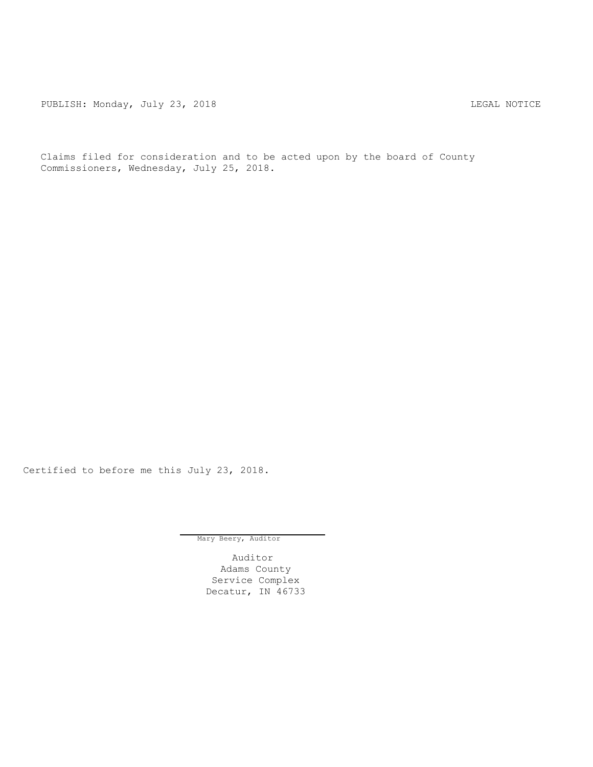PUBLISH: Monday, July 23, 2018 LEGAL NOTICE

Claims filed for consideration and to be acted upon by the board of County Commissioners, Wednesday, July 25, 2018.

Certified to before me this July 23, 2018.

Mary Beery, Auditor

Auditor
Adams County
Service Complex
Decatur, IN 46733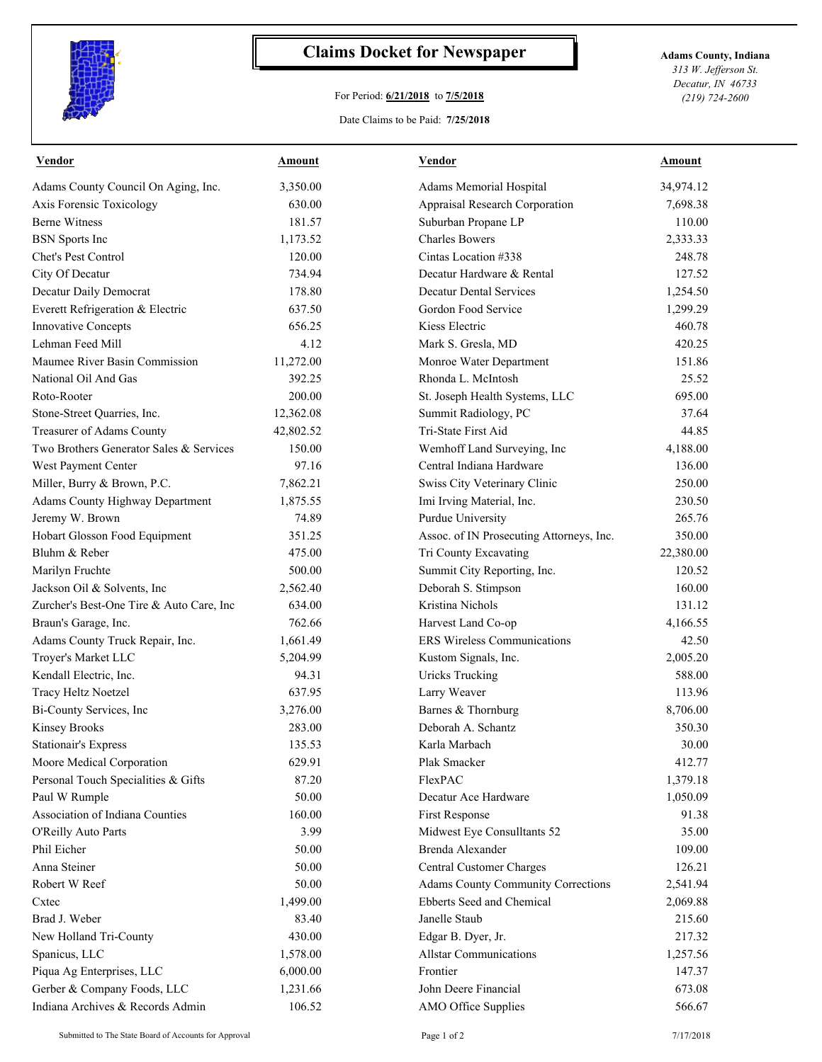# Claims Docket for Newspaper

For Period: **6/21/2018** to **7/5/2018**

Date Claims to be Paid: **7/25/2018**

**Adams County, Indiana**
*313 W. Jefferson St.*
*Decatur, IN 46733*
*(219) 724-2600*

| Vendor | Amount | Vendor | Amount |
|---|---|---|---|
| Adams County Council On Aging, Inc. | 3,350.00 | Adams Memorial Hospital | 34,974.12 |
| Axis Forensic Toxicology | 630.00 | Appraisal Research Corporation | 7,698.38 |
| Berne Witness | 181.57 | Suburban Propane LP | 110.00 |
| BSN Sports Inc | 1,173.52 | Charles Bowers | 2,333.33 |
| Chet's Pest Control | 120.00 | Cintas Location #338 | 248.78 |
| City Of Decatur | 734.94 | Decatur Hardware & Rental | 127.52 |
| Decatur Daily Democrat | 178.80 | Decatur Dental Services | 1,254.50 |
| Everett Refrigeration & Electric | 637.50 | Gordon Food Service | 1,299.29 |
| Innovative Concepts | 656.25 | Kiess Electric | 460.78 |
| Lehman Feed Mill | 4.12 | Mark S. Gresla, MD | 420.25 |
| Maumee River Basin Commission | 11,272.00 | Monroe Water Department | 151.86 |
| National Oil And Gas | 392.25 | Rhonda L. McIntosh | 25.52 |
| Roto-Rooter | 200.00 | St. Joseph Health Systems, LLC | 695.00 |
| Stone-Street Quarries, Inc. | 12,362.08 | Summit Radiology, PC | 37.64 |
| Treasurer of Adams County | 42,802.52 | Tri-State First Aid | 44.85 |
| Two Brothers Generator Sales & Services | 150.00 | Wemhoff Land Surveying, Inc | 4,188.00 |
| West Payment Center | 97.16 | Central Indiana Hardware | 136.00 |
| Miller, Burry & Brown, P.C. | 7,862.21 | Swiss City Veterinary Clinic | 250.00 |
| Adams County Highway Department | 1,875.55 | Imi Irving Material, Inc. | 230.50 |
| Jeremy W. Brown | 74.89 | Purdue University | 265.76 |
| Hobart Glosson Food Equipment | 351.25 | Assoc. of IN Prosecuting Attorneys, Inc. | 350.00 |
| Bluhm & Reber | 475.00 | Tri County Excavating | 22,380.00 |
| Marilyn Fruchte | 500.00 | Summit City Reporting, Inc. | 120.52 |
| Jackson Oil & Solvents, Inc | 2,562.40 | Deborah S. Stimpson | 160.00 |
| Zurcher's Best-One Tire & Auto Care, Inc | 634.00 | Kristina Nichols | 131.12 |
| Braun's Garage, Inc. | 762.66 | Harvest Land Co-op | 4,166.55 |
| Adams County Truck Repair, Inc. | 1,661.49 | ERS Wireless Communications | 42.50 |
| Troyer's Market LLC | 5,204.99 | Kustom Signals, Inc. | 2,005.20 |
| Kendall Electric, Inc. | 94.31 | Uricks Trucking | 588.00 |
| Tracy Heltz Noetzel | 637.95 | Larry Weaver | 113.96 |
| Bi-County Services, Inc | 3,276.00 | Barnes & Thornburg | 8,706.00 |
| Kinsey Brooks | 283.00 | Deborah A. Schantz | 350.30 |
| Stationair's Express | 135.53 | Karla Marbach | 30.00 |
| Moore Medical Corporation | 629.91 | Plak Smacker | 412.77 |
| Personal Touch Specialities & Gifts | 87.20 | FlexPAC | 1,379.18 |
| Paul W Rumple | 50.00 | Decatur Ace Hardware | 1,050.09 |
| Association of Indiana Counties | 160.00 | First Response | 91.38 |
| O'Reilly Auto Parts | 3.99 | Midwest Eye Consulltants 52 | 35.00 |
| Phil Eicher | 50.00 | Brenda Alexander | 109.00 |
| Anna Steiner | 50.00 | Central Customer Charges | 126.21 |
| Robert W Reef | 50.00 | Adams County Community Corrections | 2,541.94 |
| Cxtec | 1,499.00 | Ebberts Seed and Chemical | 2,069.88 |
| Brad J. Weber | 83.40 | Janelle Staub | 215.60 |
| New Holland Tri-County | 430.00 | Edgar B. Dyer, Jr. | 217.32 |
| Spanicus, LLC | 1,578.00 | Allstar Communications | 1,257.56 |
| Piqua Ag Enterprises, LLC | 6,000.00 | Frontier | 147.37 |
| Gerber & Company Foods, LLC | 1,231.66 | John Deere Financial | 673.08 |
| Indiana Archives & Records Admin | 106.52 | AMO Office Supplies | 566.67 |

Submitted to The State Board of Accounts for Approval — 7/17/2018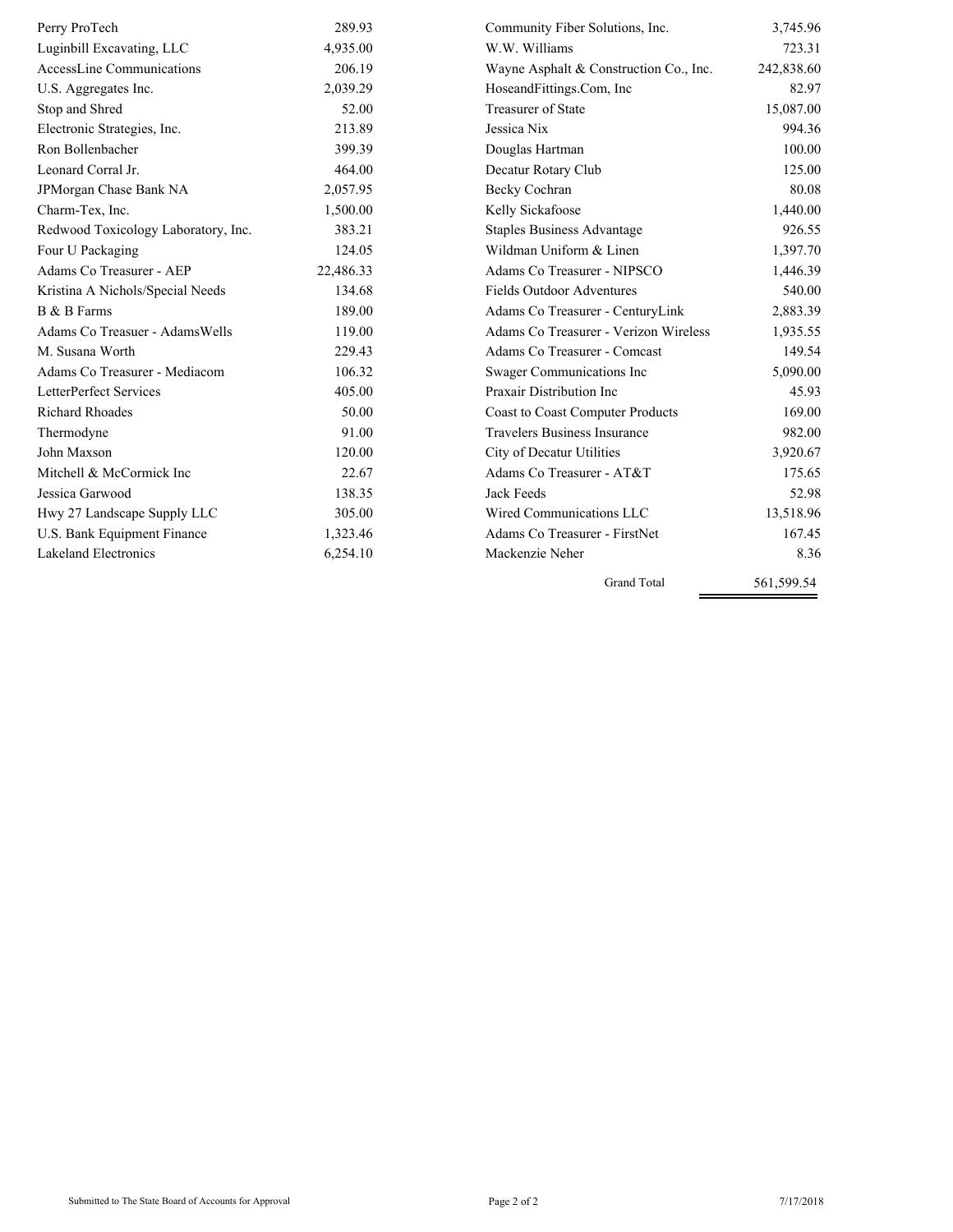| | | | |
|---|---|---|---|
| Perry ProTech | 289.93 | Community Fiber Solutions, Inc. | 3,745.96 |
| Luginbill Excavating, LLC | 4,935.00 | W.W. Williams | 723.31 |
| AccessLine Communications | 206.19 | Wayne Asphalt & Construction Co., Inc. | 242,838.60 |
| U.S. Aggregates Inc. | 2,039.29 | HoseandFittings.Com, Inc | 82.97 |
| Stop and Shred | 52.00 | Treasurer of State | 15,087.00 |
| Electronic Strategies, Inc. | 213.89 | Jessica Nix | 994.36 |
| Ron Bollenbacher | 399.39 | Douglas Hartman | 100.00 |
| Leonard Corral Jr. | 464.00 | Decatur Rotary Club | 125.00 |
| JPMorgan Chase Bank NA | 2,057.95 | Becky Cochran | 80.08 |
| Charm-Tex, Inc. | 1,500.00 | Kelly Sickafoose | 1,440.00 |
| Redwood Toxicology Laboratory, Inc. | 383.21 | Staples Business Advantage | 926.55 |
| Four U Packaging | 124.05 | Wildman Uniform & Linen | 1,397.70 |
| Adams Co Treasurer - AEP | 22,486.33 | Adams Co Treasurer - NIPSCO | 1,446.39 |
| Kristina A Nichols/Special Needs | 134.68 | Fields Outdoor Adventures | 540.00 |
| B & B Farms | 189.00 | Adams Co Treasurer - CenturyLink | 2,883.39 |
| Adams Co Treasuer - AdamsWells | 119.00 | Adams Co Treasurer - Verizon Wireless | 1,935.55 |
| M. Susana Worth | 229.43 | Adams Co Treasurer - Comcast | 149.54 |
| Adams Co Treasurer - Mediacom | 106.32 | Swager Communications Inc | 5,090.00 |
| LetterPerfect Services | 405.00 | Praxair Distribution Inc | 45.93 |
| Richard Rhoades | 50.00 | Coast to Coast Computer Products | 169.00 |
| Thermodyne | 91.00 | Travelers Business Insurance | 982.00 |
| John Maxson | 120.00 | City of Decatur Utilities | 3,920.67 |
| Mitchell & McCormick Inc | 22.67 | Adams Co Treasurer - AT&T | 175.65 |
| Jessica Garwood | 138.35 | Jack Feeds | 52.98 |
| Hwy 27 Landscape Supply LLC | 305.00 | Wired Communications LLC | 13,518.96 |
| U.S. Bank Equipment Finance | 1,323.46 | Adams Co Treasurer - FirstNet | 167.45 |
| Lakeland Electronics | 6,254.10 | Mackenzie Neher | 8.36 |
| | | Grand Total | 561,599.54 |

Submitted to The State Board of Accounts for Approval

7/17/2018